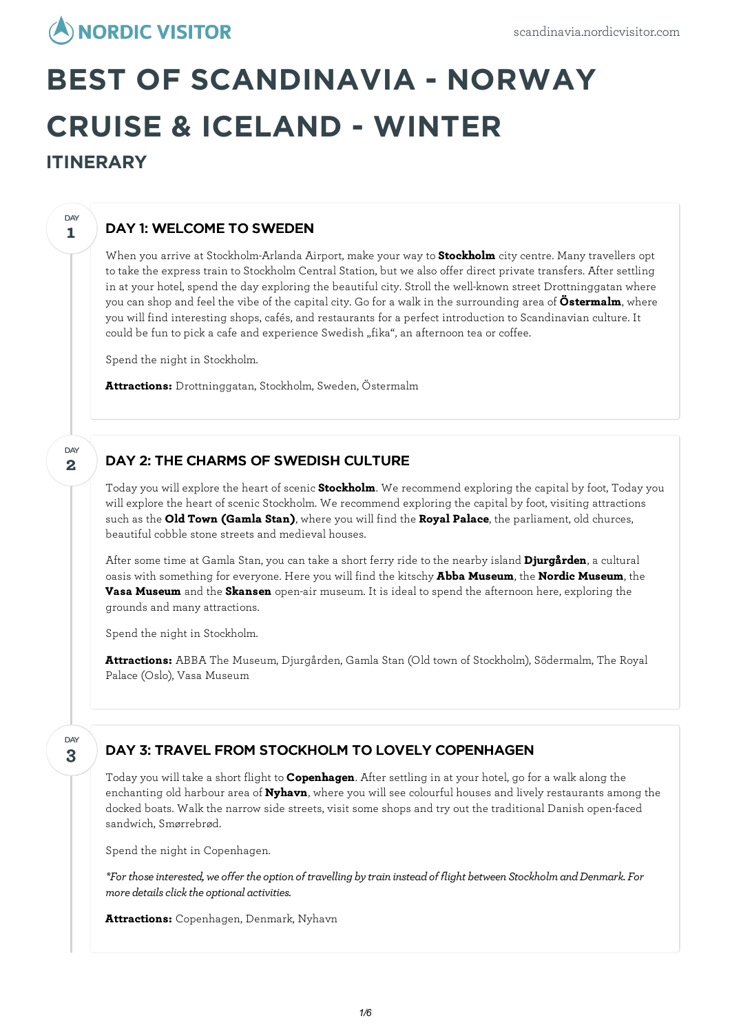# BEST OF SCANDINAVIA - NORWAY CRUISE & ICELAND - WINTER

## ITINERARY

### DAY 1: WELCOME TO SWEDEN

When you arrive at Stockholm-Arlanda Airport, make your way to **Stockholm** city centre. Many travellers opt to take the express train to Stockholm Central Station, but we also offer direct private transfers. After settling in at your hotel, spend the day exploring the beautiful city. Stroll the well-known street Drottninggatan where you can shop and feel the vibe of the capital city. Go for a walk in the surrounding area of **Östermalm**, where you will find interesting shops, cafés, and restaurants for a perfect introduction to Scandinavian culture. It could be fun to pick a cafe and experience Swedish „fika", an afternoon tea or coffee.

Spend the night in Stockholm.

**Attractions:** Drottninggatan, Stockholm, Sweden, Östermalm

### DAY 2: THE CHARMS OF SWEDISH CULTURE

Today you will explore the heart of scenic **Stockholm**. We recommend exploring the capital by foot, Today you will explore the heart of scenic Stockholm. We recommend exploring the capital by foot, visiting attractions such as the **Old Town (Gamla Stan)**, where you will find the **Royal Palace**, the parliament, old churces, beautiful cobble stone streets and medieval houses.

After some time at Gamla Stan, you can take a short ferry ride to the nearby island **Djurgården**, a cultural oasis with something for everyone. Here you will find the kitschy **Abba Museum**, the **Nordic Museum**, the **Vasa Museum** and the **Skansen** open-air museum. It is ideal to spend the afternoon here, exploring the grounds and many attractions.

Spend the night in Stockholm.

**Attractions:** ABBA The Museum, Djurgården, Gamla Stan (Old town of Stockholm), Södermalm, The Royal Palace (Oslo), Vasa Museum

### DAY 3: TRAVEL FROM STOCKHOLM TO LOVELY COPENHAGEN

Today you will take a short flight to **Copenhagen**. After settling in at your hotel, go for a walk along the enchanting old harbour area of **Nyhavn**, where you will see colourful houses and lively restaurants among the docked boats. Walk the narrow side streets, visit some shops and try out the traditional Danish open-faced sandwich, Smørrebrød.

Spend the night in Copenhagen.

*\*For those interested, we offer the option of travelling by train instead of flight between Stockholm and Denmark. For more details click the optional activities.*

**Attractions:** Copenhagen, Denmark, Nyhavn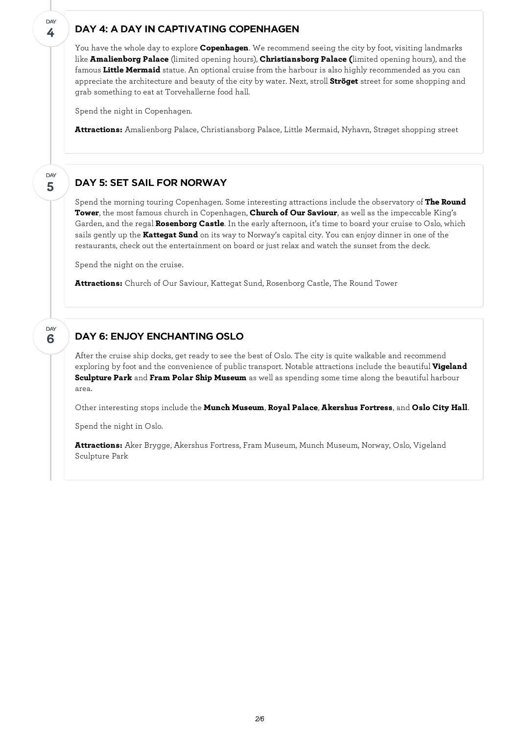## DAY 4: A DAY IN CAPTIVATING COPENHAGEN

You have the whole day to explore **Copenhagen**. We recommend seeing the city by foot, visiting landmarks like **Amalienborg Palace** (limited opening hours), **Christiansborg Palace (**limited opening hours), and the famous **Little Mermaid** statue. An optional cruise from the harbour is also highly recommended as you can appreciate the architecture and beauty of the city by water. Next, stroll **Ströget** street for some shopping and grab something to eat at Torvehallerne food hall.

Spend the night in Copenhagen.

**Attractions:** Amalienborg Palace, Christiansborg Palace, Little Mermaid, Nyhavn, Strøget shopping street

## DAY 5: SET SAIL FOR NORWAY

Spend the morning touring Copenhagen. Some interesting attractions include the observatory of **The Round Tower**, the most famous church in Copenhagen, **Church of Our Saviour**, as well as the impeccable King's Garden, and the regal **Rosenborg Castle**. In the early afternoon, it's time to board your cruise to Oslo, which sails gently up the **Kattegat Sund** on its way to Norway's capital city. You can enjoy dinner in one of the restaurants, check out the entertainment on board or just relax and watch the sunset from the deck.

Spend the night on the cruise.

**Attractions:** Church of Our Saviour, Kattegat Sund, Rosenborg Castle, The Round Tower

## DAY 6: ENJOY ENCHANTING OSLO

After the cruise ship docks, get ready to see the best of Oslo. The city is quite walkable and recommend exploring by foot and the convenience of public transport. Notable attractions include the beautiful **Vigeland Sculpture Park** and **Fram Polar Ship Museum** as well as spending some time along the beautiful harbour area.

Other interesting stops include the **Munch Museum**, **Royal Palace**, **Akershus Fortress**, and **Oslo City Hall**.

Spend the night in Oslo.

**Attractions:** Aker Brygge, Akershus Fortress, Fram Museum, Munch Museum, Norway, Oslo, Vigeland Sculpture Park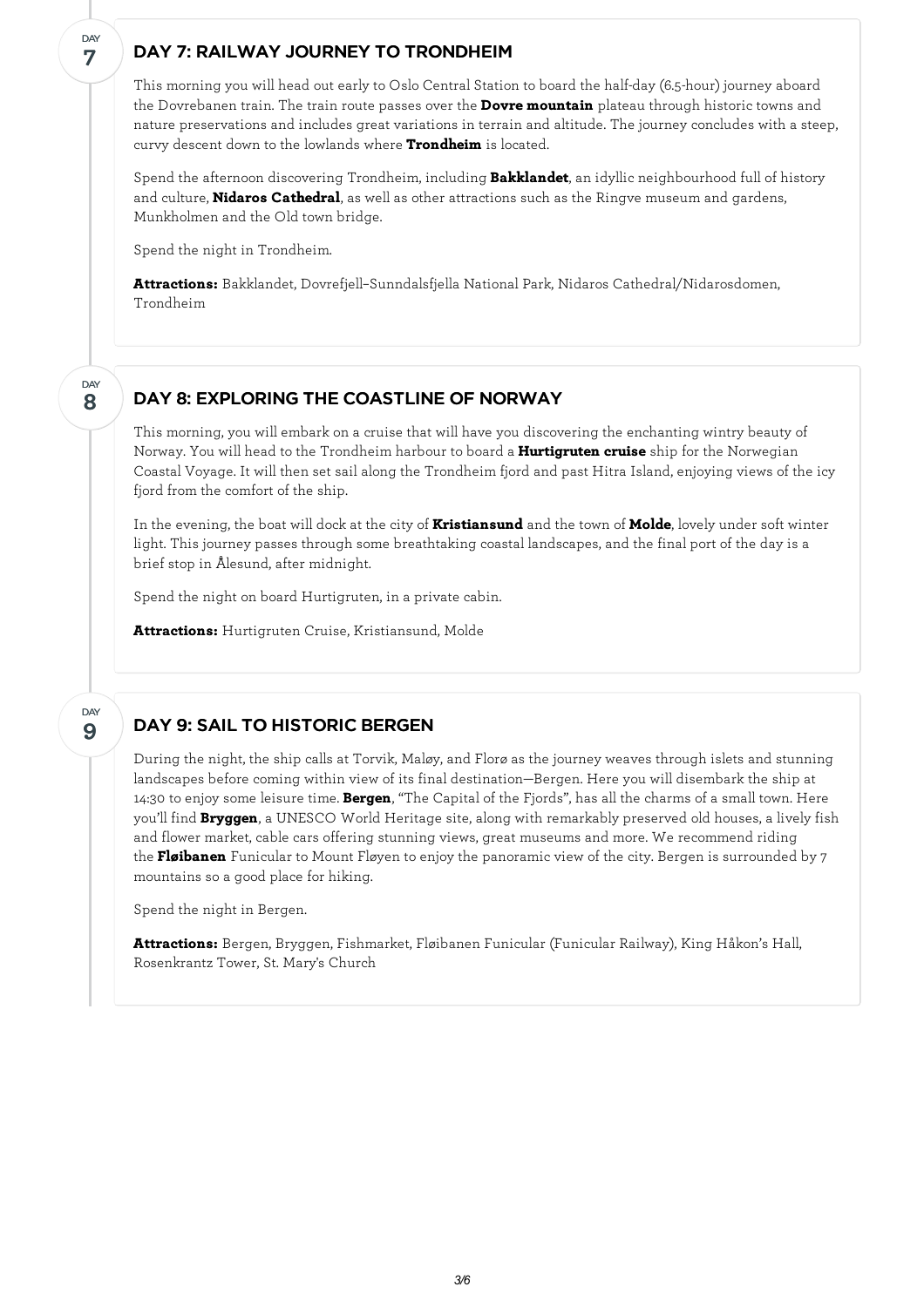## DAY 7: RAILWAY JOURNEY TO TRONDHEIM

This morning you will head out early to Oslo Central Station to board the half-day (6.5-hour) journey aboard the Dovrebanen train. The train route passes over the **Dovre mountain** plateau through historic towns and nature preservations and includes great variations in terrain and altitude. The journey concludes with a steep, curvy descent down to the lowlands where **Trondheim** is located.

Spend the afternoon discovering Trondheim, including **Bakklandet**, an idyllic neighbourhood full of history and culture, **Nidaros Cathedral**, as well as other attractions such as the Ringve museum and gardens, Munkholmen and the Old town bridge.

Spend the night in Trondheim.

**Attractions:** Bakklandet, Dovrefjell–Sunndalsfjella National Park, Nidaros Cathedral/Nidarosdomen, Trondheim

## DAY 8: EXPLORING THE COASTLINE OF NORWAY

This morning, you will embark on a cruise that will have you discovering the enchanting wintry beauty of Norway. You will head to the Trondheim harbour to board a **Hurtigruten cruise** ship for the Norwegian Coastal Voyage. It will then set sail along the Trondheim fjord and past Hitra Island, enjoying views of the icy fjord from the comfort of the ship.

In the evening, the boat will dock at the city of **Kristiansund** and the town of **Molde**, lovely under soft winter light. This journey passes through some breathtaking coastal landscapes, and the final port of the day is a brief stop in Ålesund, after midnight.

Spend the night on board Hurtigruten, in a private cabin.

**Attractions:** Hurtigruten Cruise, Kristiansund, Molde

## DAY 9: SAIL TO HISTORIC BERGEN

During the night, the ship calls at Torvik, Maløy, and Florø as the journey weaves through islets and stunning landscapes before coming within view of its final destination—Bergen. Here you will disembark the ship at 14:30 to enjoy some leisure time. **Bergen**, "The Capital of the Fjords", has all the charms of a small town. Here you'll find **Bryggen**, a UNESCO World Heritage site, along with remarkably preserved old houses, a lively fish and flower market, cable cars offering stunning views, great museums and more. We recommend riding the **Fløibanen** Funicular to Mount Fløyen to enjoy the panoramic view of the city. Bergen is surrounded by 7 mountains so a good place for hiking.

Spend the night in Bergen.

**Attractions:** Bergen, Bryggen, Fishmarket, Fløibanen Funicular (Funicular Railway), King Håkon's Hall, Rosenkrantz Tower, St. Mary's Church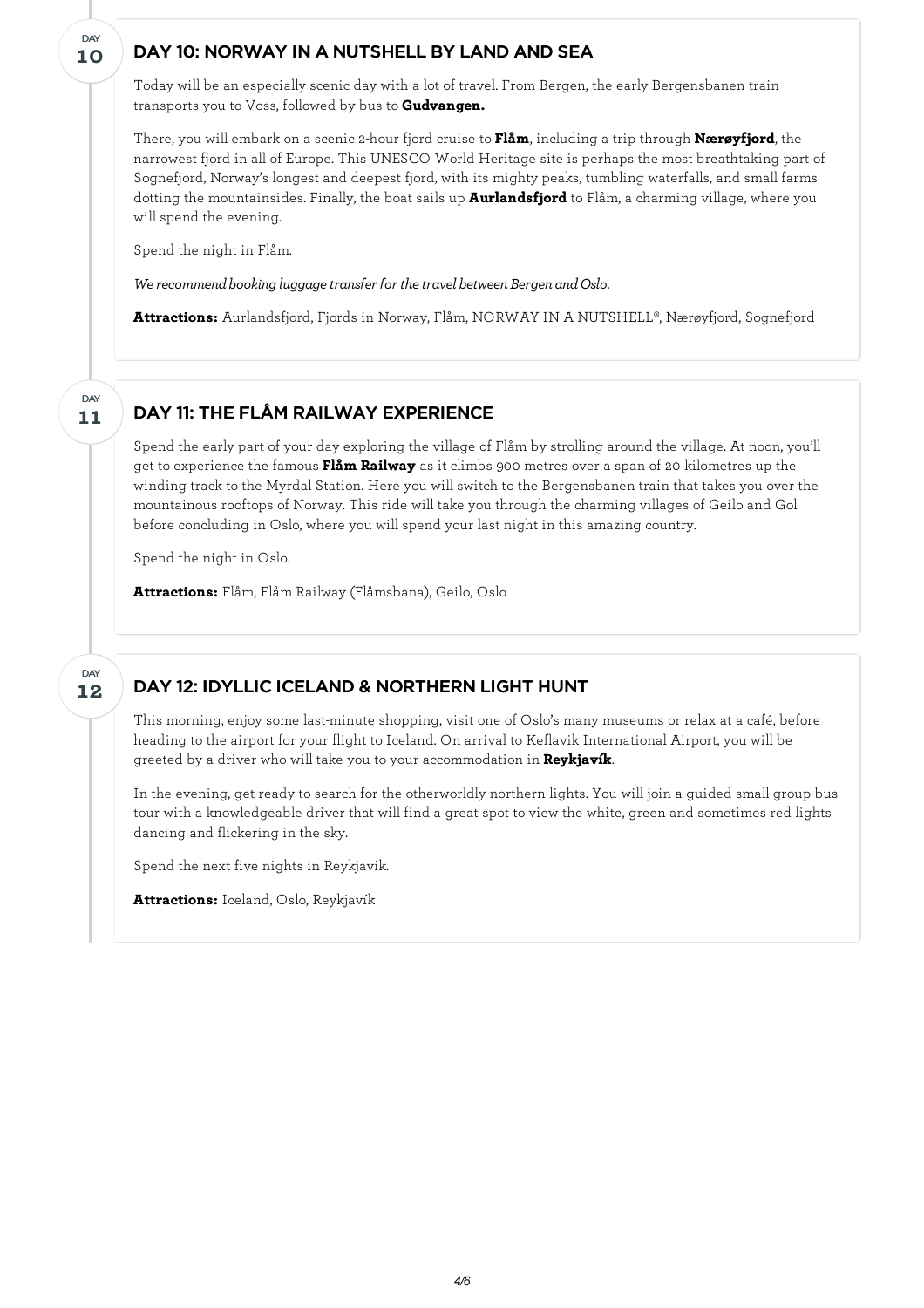DAY 10

## DAY 10: NORWAY IN A NUTSHELL BY LAND AND SEA

Today will be an especially scenic day with a lot of travel. From Bergen, the early Bergensbanen train transports you to Voss, followed by bus to **Gudvangen.**

There, you will embark on a scenic 2-hour fjord cruise to **Flåm**, including a trip through **Nærøyfjord**, the narrowest fjord in all of Europe. This UNESCO World Heritage site is perhaps the most breathtaking part of Sognefjord, Norway's longest and deepest fjord, with its mighty peaks, tumbling waterfalls, and small farms dotting the mountainsides. Finally, the boat sails up **Aurlandsfjord** to Flåm, a charming village, where you will spend the evening.

Spend the night in Flåm.

*We recommend booking luggage transfer for the travel between Bergen and Oslo.*

**Attractions:** Aurlandsfjord, Fjords in Norway, Flåm, NORWAY IN A NUTSHELL®, Nærøyfjord, Sognefjord

DAY 11

## DAY 11: THE FLÅM RAILWAY EXPERIENCE

Spend the early part of your day exploring the village of Flåm by strolling around the village. At noon, you'll get to experience the famous **Flåm Railway** as it climbs 900 metres over a span of 20 kilometres up the winding track to the Myrdal Station. Here you will switch to the Bergensbanen train that takes you over the mountainous rooftops of Norway. This ride will take you through the charming villages of Geilo and Gol before concluding in Oslo, where you will spend your last night in this amazing country.

Spend the night in Oslo.

**Attractions:** Flåm, Flåm Railway (Flåmsbana), Geilo, Oslo

DAY 12

## DAY 12: IDYLLIC ICELAND & NORTHERN LIGHT HUNT

This morning, enjoy some last-minute shopping, visit one of Oslo's many museums or relax at a café, before heading to the airport for your flight to Iceland. On arrival to Keflavik International Airport, you will be greeted by a driver who will take you to your accommodation in **Reykjavík**.

In the evening, get ready to search for the otherworldly northern lights. You will join a guided small group bus tour with a knowledgeable driver that will find a great spot to view the white, green and sometimes red lights dancing and flickering in the sky.

Spend the next five nights in Reykjavik.

**Attractions:** Iceland, Oslo, Reykjavík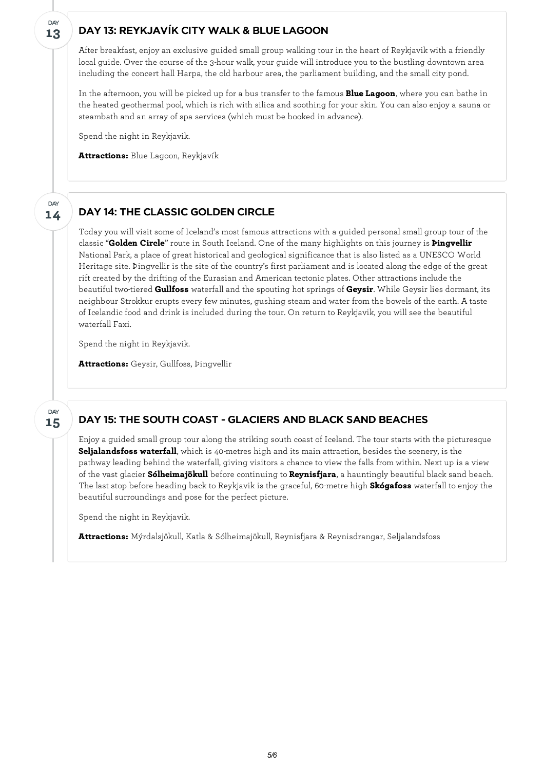DAY 13

## DAY 13: REYKJAVÍK CITY WALK & BLUE LAGOON

After breakfast, enjoy an exclusive guided small group walking tour in the heart of Reykjavik with a friendly local guide. Over the course of the 3-hour walk, your guide will introduce you to the bustling downtown area including the concert hall Harpa, the old harbour area, the parliament building, and the small city pond.

In the afternoon, you will be picked up for a bus transfer to the famous **Blue Lagoon**, where you can bathe in the heated geothermal pool, which is rich with silica and soothing for your skin. You can also enjoy a sauna or steambath and an array of spa services (which must be booked in advance).

Spend the night in Reykjavik.

**Attractions:** Blue Lagoon, Reykjavík

DAY 14

## DAY 14: THE CLASSIC GOLDEN CIRCLE

Today you will visit some of Iceland's most famous attractions with a guided personal small group tour of the classic "**Golden Circle**" route in South Iceland. One of the many highlights on this journey is **Þingvellir** National Park, a place of great historical and geological significance that is also listed as a UNESCO World Heritage site. Þingvellir is the site of the country's first parliament and is located along the edge of the great rift created by the drifting of the Eurasian and American tectonic plates. Other attractions include the beautiful two-tiered **Gullfoss** waterfall and the spouting hot springs of **Geysir**. While Geysir lies dormant, its neighbour Strokkur erupts every few minutes, gushing steam and water from the bowels of the earth. A taste of Icelandic food and drink is included during the tour. On return to Reykjavik, you will see the beautiful waterfall Faxi.

Spend the night in Reykjavik.

**Attractions:** Geysir, Gullfoss, Þingvellir

DAY 15

## DAY 15: THE SOUTH COAST - GLACIERS AND BLACK SAND BEACHES

Enjoy a guided small group tour along the striking south coast of Iceland. The tour starts with the picturesque **Seljalandsfoss waterfall**, which is 40-metres high and its main attraction, besides the scenery, is the pathway leading behind the waterfall, giving visitors a chance to view the falls from within. Next up is a view of the vast glacier **Sólheimajökull** before continuing to **Reynisfjara**, a hauntingly beautiful black sand beach. The last stop before heading back to Reykjavik is the graceful, 60-metre high **Skógafoss** waterfall to enjoy the beautiful surroundings and pose for the perfect picture.

Spend the night in Reykjavik.

**Attractions:** Mýrdalsjökull, Katla & Sólheimajökull, Reynisfjara & Reynisdrangar, Seljalandsfoss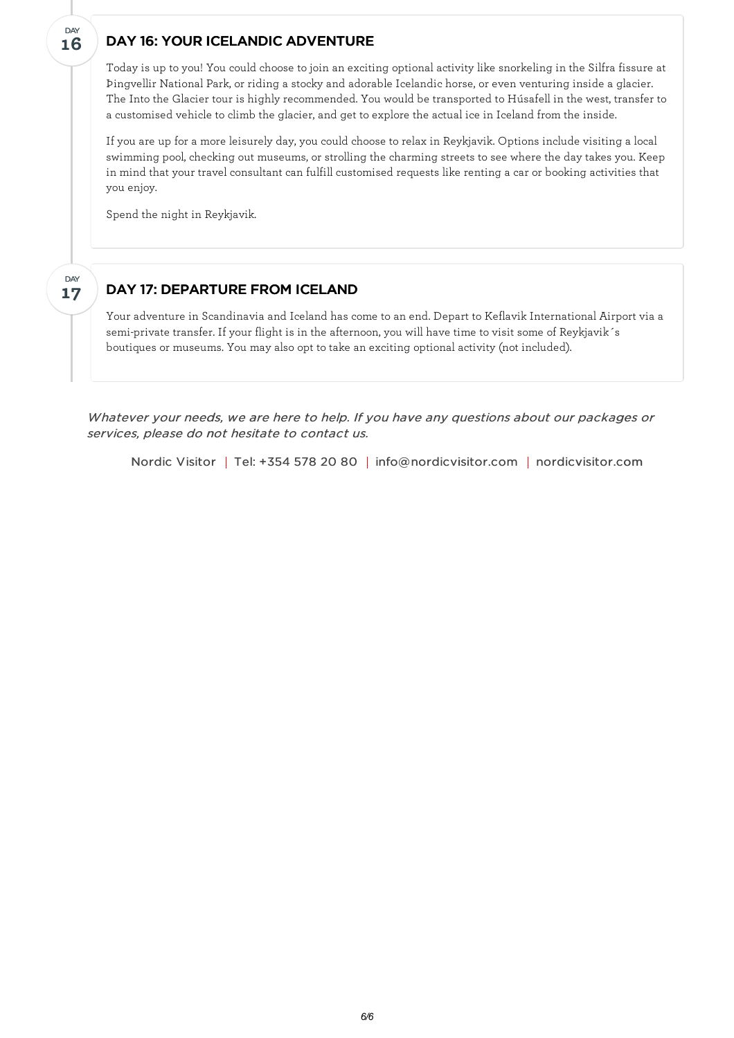## DAY 16: YOUR ICELANDIC ADVENTURE

Today is up to you! You could choose to join an exciting optional activity like snorkeling in the Silfra fissure at Þingvellir National Park, or riding a stocky and adorable Icelandic horse, or even venturing inside a glacier. The Into the Glacier tour is highly recommended. You would be transported to Húsafell in the west, transfer to a customised vehicle to climb the glacier, and get to explore the actual ice in Iceland from the inside.

If you are up for a more leisurely day, you could choose to relax in Reykjavik. Options include visiting a local swimming pool, checking out museums, or strolling the charming streets to see where the day takes you. Keep in mind that your travel consultant can fulfill customised requests like renting a car or booking activities that you enjoy.

Spend the night in Reykjavik.

## DAY 17: DEPARTURE FROM ICELAND

Your adventure in Scandinavia and Iceland has come to an end. Depart to Keflavik International Airport via a semi-private transfer. If your flight is in the afternoon, you will have time to visit some of Reykjavik´s boutiques or museums. You may also opt to take an exciting optional activity (not included).

*Whatever your needs, we are here to help. If you have any questions about our packages or services, please do not hesitate to contact us.*

Nordic Visitor | Tel: +354 578 20 80 | info@nordicvisitor.com | nordicvisitor.com